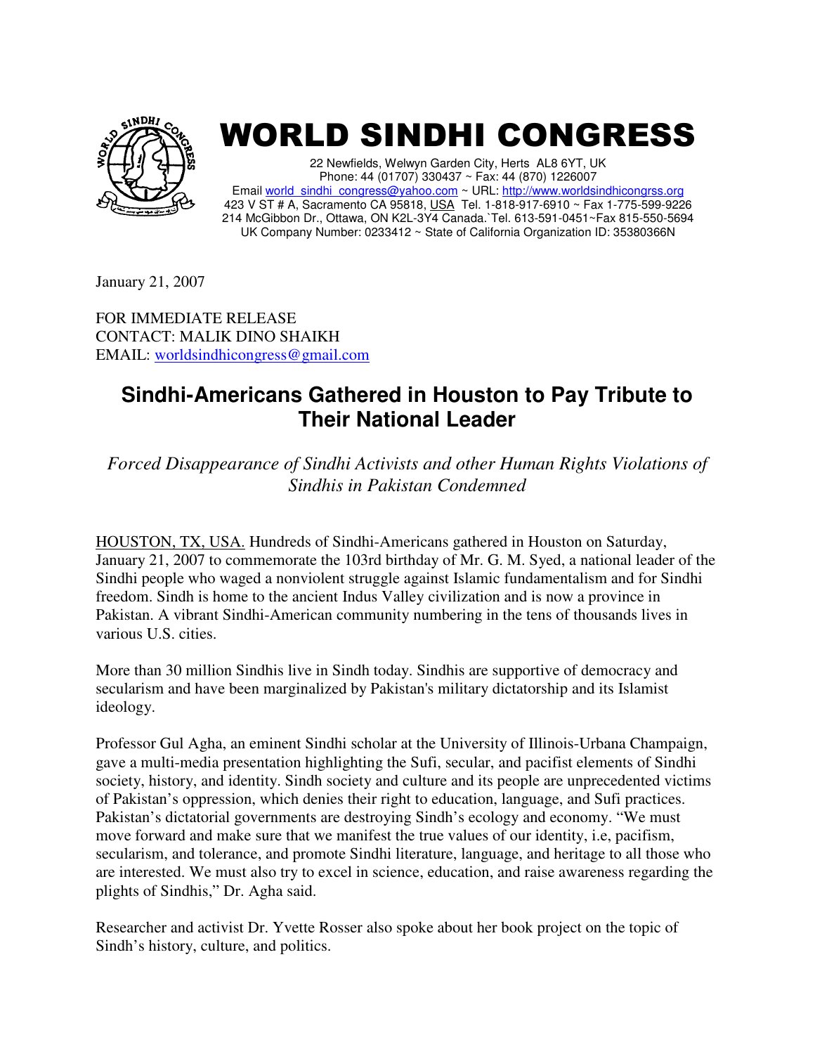# WORLD SINDHI CONGRESS

22 Newfields, Welwyn Garden City, Herts AL8 6YT, UK
Phone: 44 (01707) 330437 ~ Fax: 44 (870) 1226007
Email world_sindhi_congress@yahoo.com ~ URL: http://www.worldsindhicongrss.org
423 V ST # A, Sacramento CA 95818, USA Tel. 1-818-917-6910 ~ Fax 1-775-599-9226
214 McGibbon Dr., Ottawa, ON K2L-3Y4 Canada.`Tel. 613-591-0451~Fax 815-550-5694
UK Company Number: 0233412 ~ State of California Organization ID: 35380366N

January 21, 2007

FOR IMMEDIATE RELEASE
CONTACT: MALIK DINO SHAIKH
EMAIL: worldsindhicongress@gmail.com

## Sindhi-Americans Gathered in Houston to Pay Tribute to Their National Leader

*Forced Disappearance of Sindhi Activists and other Human Rights Violations of Sindhis in Pakistan Condemned*

HOUSTON, TX, USA. Hundreds of Sindhi-Americans gathered in Houston on Saturday, January 21, 2007 to commemorate the 103rd birthday of Mr. G. M. Syed, a national leader of the Sindhi people who waged a nonviolent struggle against Islamic fundamentalism and for Sindhi freedom. Sindh is home to the ancient Indus Valley civilization and is now a province in Pakistan. A vibrant Sindhi-American community numbering in the tens of thousands lives in various U.S. cities.

More than 30 million Sindhis live in Sindh today. Sindhis are supportive of democracy and secularism and have been marginalized by Pakistan's military dictatorship and its Islamist ideology.

Professor Gul Agha, an eminent Sindhi scholar at the University of Illinois-Urbana Champaign, gave a multi-media presentation highlighting the Sufi, secular, and pacifist elements of Sindhi society, history, and identity. Sindh society and culture and its people are unprecedented victims of Pakistan's oppression, which denies their right to education, language, and Sufi practices. Pakistan's dictatorial governments are destroying Sindh's ecology and economy. "We must move forward and make sure that we manifest the true values of our identity, i.e, pacifism, secularism, and tolerance, and promote Sindhi literature, language, and heritage to all those who are interested. We must also try to excel in science, education, and raise awareness regarding the plights of Sindhis," Dr. Agha said.

Researcher and activist Dr. Yvette Rosser also spoke about her book project on the topic of Sindh's history, culture, and politics.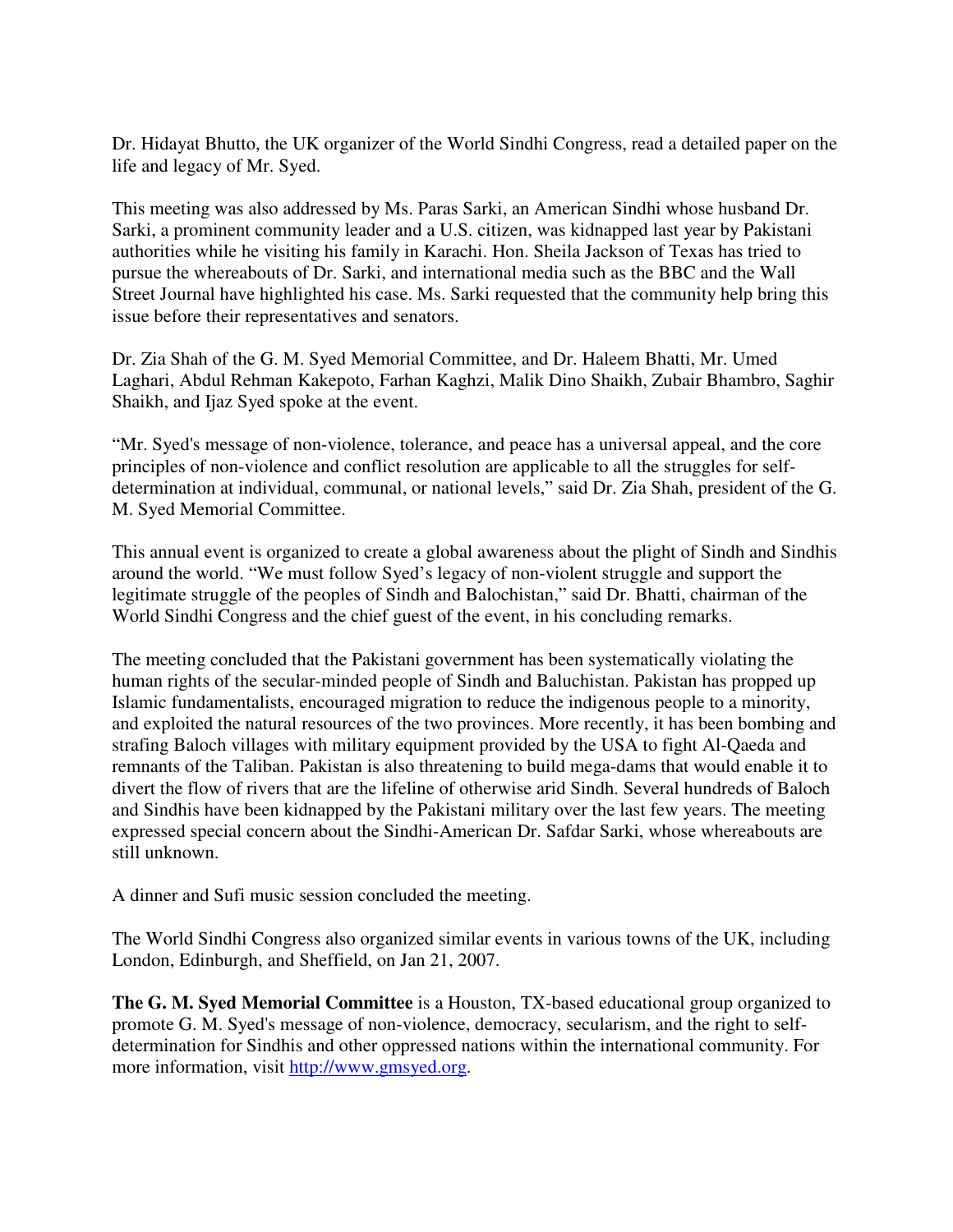Dr. Hidayat Bhutto, the UK organizer of the World Sindhi Congress, read a detailed paper on the life and legacy of Mr. Syed.

This meeting was also addressed by Ms. Paras Sarki, an American Sindhi whose husband Dr. Sarki, a prominent community leader and a U.S. citizen, was kidnapped last year by Pakistani authorities while he visiting his family in Karachi. Hon. Sheila Jackson of Texas has tried to pursue the whereabouts of Dr. Sarki, and international media such as the BBC and the Wall Street Journal have highlighted his case. Ms. Sarki requested that the community help bring this issue before their representatives and senators.

Dr. Zia Shah of the G. M. Syed Memorial Committee, and Dr. Haleem Bhatti, Mr. Umed Laghari, Abdul Rehman Kakepoto, Farhan Kaghzi, Malik Dino Shaikh, Zubair Bhambro, Saghir Shaikh, and Ijaz Syed spoke at the event.

"Mr. Syed's message of non-violence, tolerance, and peace has a universal appeal, and the core principles of non-violence and conflict resolution are applicable to all the struggles for self-determination at individual, communal, or national levels," said Dr. Zia Shah, president of the G. M. Syed Memorial Committee.

This annual event is organized to create a global awareness about the plight of Sindh and Sindhis around the world. "We must follow Syed's legacy of non-violent struggle and support the legitimate struggle of the peoples of Sindh and Balochistan," said Dr. Bhatti, chairman of the World Sindhi Congress and the chief guest of the event, in his concluding remarks.

The meeting concluded that the Pakistani government has been systematically violating the human rights of the secular-minded people of Sindh and Baluchistan. Pakistan has propped up Islamic fundamentalists, encouraged migration to reduce the indigenous people to a minority, and exploited the natural resources of the two provinces. More recently, it has been bombing and strafing Baloch villages with military equipment provided by the USA to fight Al-Qaeda and remnants of the Taliban. Pakistan is also threatening to build mega-dams that would enable it to divert the flow of rivers that are the lifeline of otherwise arid Sindh. Several hundreds of Baloch and Sindhis have been kidnapped by the Pakistani military over the last few years. The meeting expressed special concern about the Sindhi-American Dr. Safdar Sarki, whose whereabouts are still unknown.

A dinner and Sufi music session concluded the meeting.

The World Sindhi Congress also organized similar events in various towns of the UK, including London, Edinburgh, and Sheffield, on Jan 21, 2007.

**The G. M. Syed Memorial Committee** is a Houston, TX-based educational group organized to promote G. M. Syed's message of non-violence, democracy, secularism, and the right to self-determination for Sindhis and other oppressed nations within the international community. For more information, visit [http://www.gmsyed.org](http://www.gmsyed.org).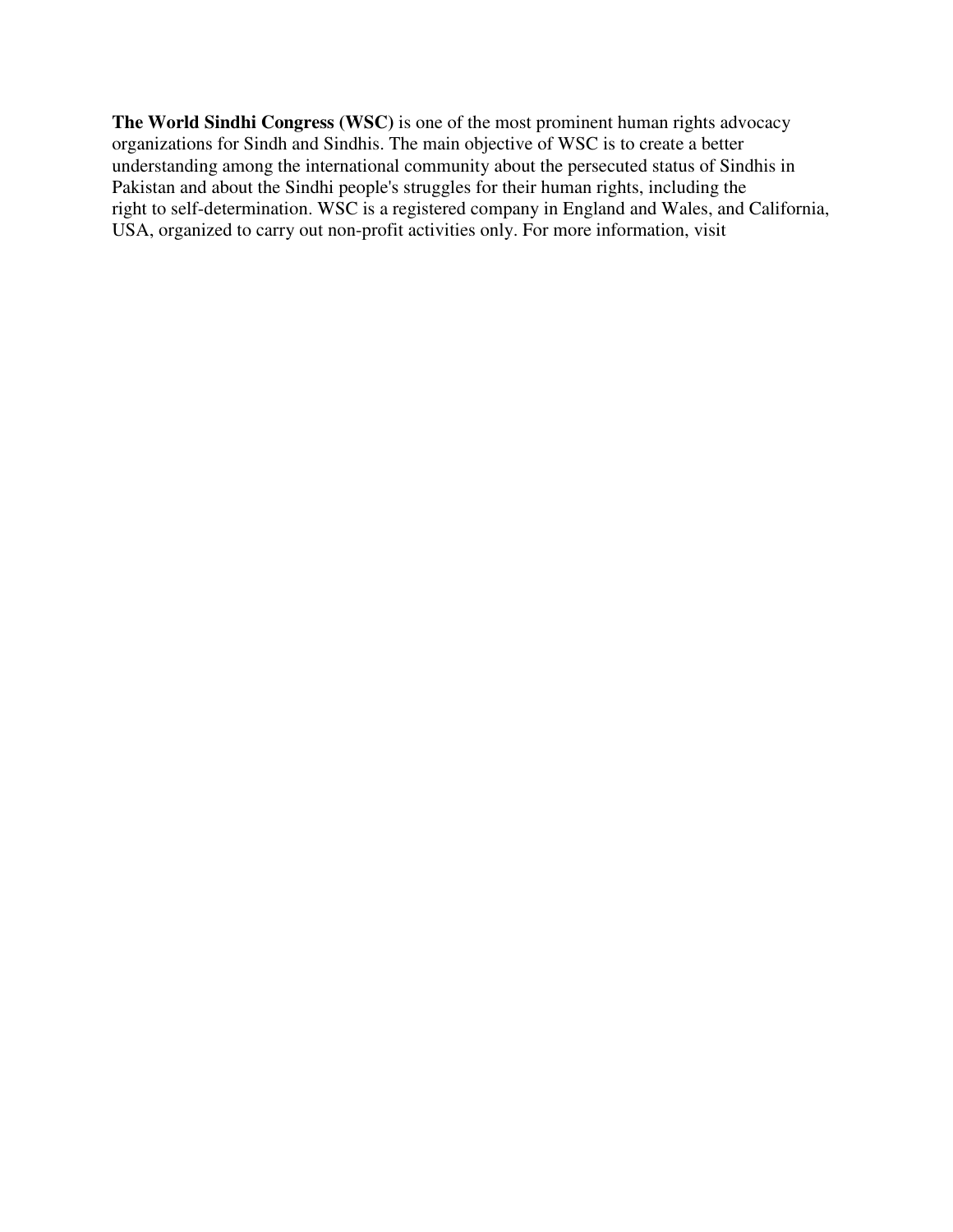**The World Sindhi Congress (WSC)** is one of the most prominent human rights advocacy organizations for Sindh and Sindhis. The main objective of WSC is to create a better understanding among the international community about the persecuted status of Sindhis in Pakistan and about the Sindhi people's struggles for their human rights, including the right to self-determination. WSC is a registered company in England and Wales, and California, USA, organized to carry out non-profit activities only. For more information, visit